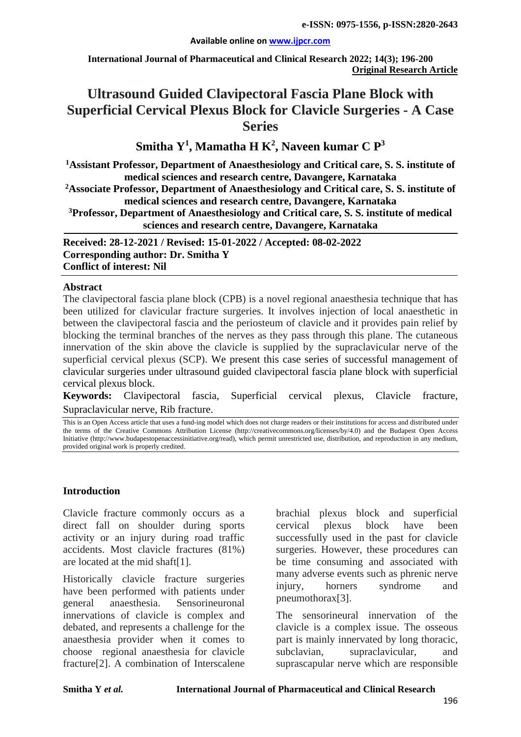# Ultrasound Guided Clavipectoral Fascia Plane Block with Superficial Cervical Plexus Block for Clavicle Surgeries - A Case Series

**Smitha Y[1], Mamatha H K[2], Naveen kumar C P[3]**

[1]Assistant Professor, Department of Anaesthesiology and Critical care, S. S. institute of medical sciences and research centre, Davangere, Karnataka

[2]Associate Professor, Department of Anaesthesiology and Critical care, S. S. institute of medical sciences and research centre, Davangere, Karnataka

[3]Professor, Department of Anaesthesiology and Critical care, S. S. institute of medical sciences and research centre, Davangere, Karnataka

**Received: 28-12-2021 / Revised: 15-01-2022 / Accepted: 08-02-2022**
**Corresponding author: Dr. Smitha Y**
**Conflict of interest: Nil**

## Abstract

The clavipectoral fascia plane block (CPB) is a novel regional anaesthesia technique that has been utilized for clavicular fracture surgeries. It involves injection of local anaesthetic in between the clavipectoral fascia and the periosteum of clavicle and it provides pain relief by blocking the terminal branches of the nerves as they pass through this plane. The cutaneous innervation of the skin above the clavicle is supplied by the supraclavicular nerve of the superficial cervical plexus (SCP). We present this case series of successful management of clavicular surgeries under ultrasound guided clavipectoral fascia plane block with superficial cervical plexus block.

**Keywords:** Clavipectoral fascia, Superficial cervical plexus, Clavicle fracture, Supraclavicular nerve, Rib fracture.

This is an Open Access article that uses a fund-ing model which does not charge readers or their institutions for access and distributed under the terms of the Creative Commons Attribution License (http://creativecommons.org/licenses/by/4.0) and the Budapest Open Access Initiative (http://www.budapestopenaccessinitiative.org/read), which permit unrestricted use, distribution, and reproduction in any medium, provided original work is properly credited.

## Introduction

Clavicle fracture commonly occurs as a direct fall on shoulder during sports activity or an injury during road traffic accidents. Most clavicle fractures (81%) are located at the mid shaft[1].

Historically clavicle fracture surgeries have been performed with patients under general anaesthesia. Sensorineuronal innervations of clavicle is complex and debated, and represents a challenge for the anaesthesia provider when it comes to choose regional anaesthesia for clavicle fracture[2]. A combination of Interscalene brachial plexus block and superficial cervical plexus block have been successfully used in the past for clavicle surgeries. However, these procedures can be time consuming and associated with many adverse events such as phrenic nerve injury, horners syndrome and pneumothorax[3].

The sensorineural innervation of the clavicle is a complex issue. The osseous part is mainly innervated by long thoracic, subclavian, supraclavicular, and suprascapular nerve which are responsible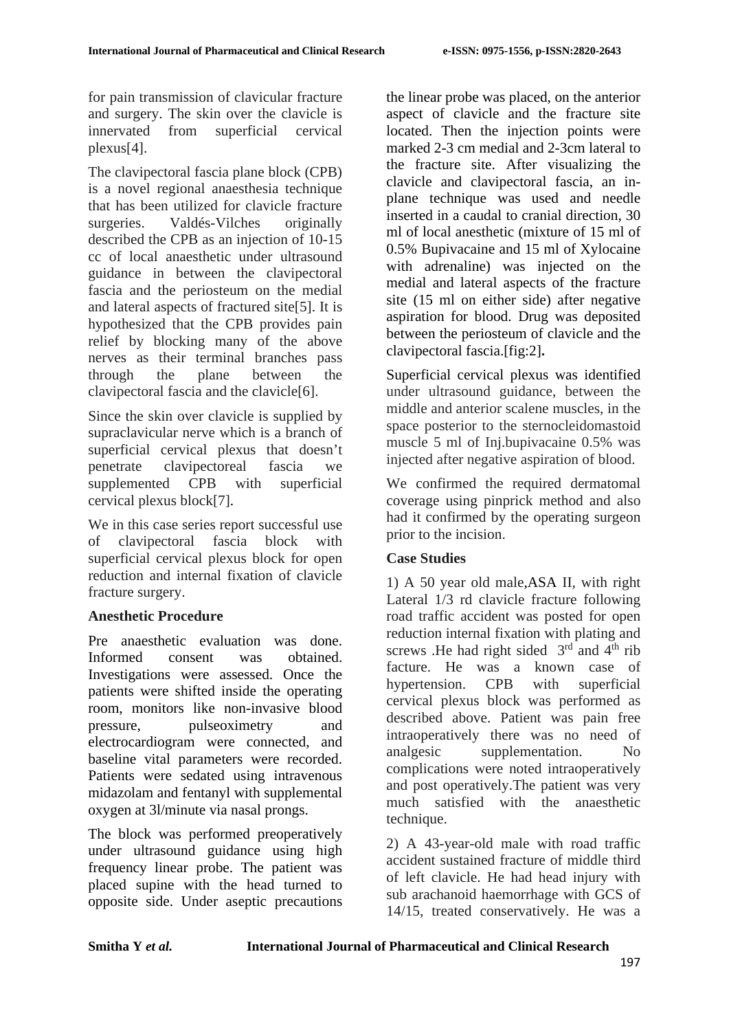for pain transmission of clavicular fracture and surgery. The skin over the clavicle is innervated from superficial cervical plexus[4].

The clavipectoral fascia plane block (CPB) is a novel regional anaesthesia technique that has been utilized for clavicle fracture surgeries. Valdés-Vilches originally described the CPB as an injection of 10-15 cc of local anaesthetic under ultrasound guidance in between the clavipectoral fascia and the periosteum on the medial and lateral aspects of fractured site[5]. It is hypothesized that the CPB provides pain relief by blocking many of the above nerves as their terminal branches pass through the plane between the clavipectoral fascia and the clavicle[6].

Since the skin over clavicle is supplied by supraclavicular nerve which is a branch of superficial cervical plexus that doesn't penetrate clavipectoreal fascia we supplemented CPB with superficial cervical plexus block[7].

We in this case series report successful use of clavipectoral fascia block with superficial cervical plexus block for open reduction and internal fixation of clavicle fracture surgery.

### Anesthetic Procedure

Pre anaesthetic evaluation was done. Informed consent was obtained. Investigations were assessed. Once the patients were shifted inside the operating room, monitors like non-invasive blood pressure, pulseoximetry and electrocardiogram were connected, and baseline vital parameters were recorded. Patients were sedated using intravenous midazolam and fentanyl with supplemental oxygen at 3l/minute via nasal prongs.

The block was performed preoperatively under ultrasound guidance using high frequency linear probe. The patient was placed supine with the head turned to opposite side. Under aseptic precautions the linear probe was placed, on the anterior aspect of clavicle and the fracture site located. Then the injection points were marked 2-3 cm medial and 2-3cm lateral to the fracture site. After visualizing the clavicle and clavipectoral fascia, an in-plane technique was used and needle inserted in a caudal to cranial direction, 30 ml of local anesthetic (mixture of 15 ml of 0.5% Bupivacaine and 15 ml of Xylocaine with adrenaline) was injected on the medial and lateral aspects of the fracture site (15 ml on either side) after negative aspiration for blood. Drug was deposited between the periosteum of clavicle and the clavipectoral fascia.[fig:2]**.**

Superficial cervical plexus was identified under ultrasound guidance, between the middle and anterior scalene muscles, in the space posterior to the sternocleidomastoid muscle 5 ml of Inj.bupivacaine 0.5% was injected after negative aspiration of blood.

We confirmed the required dermatomal coverage using pinprick method and also had it confirmed by the operating surgeon prior to the incision.

### Case Studies

1) A 50 year old male,ASA II, with right Lateral 1/3 rd clavicle fracture following road traffic accident was posted for open reduction internal fixation with plating and screws .He had right sided 3rd and 4th rib facture. He was a known case of hypertension. CPB with superficial cervical plexus block was performed as described above. Patient was pain free intraoperatively there was no need of analgesic supplementation. No complications were noted intraoperatively and post operatively.The patient was very much satisfied with the anaesthetic technique.

2) A 43-year-old male with road traffic accident sustained fracture of middle third of left clavicle. He had head injury with sub arachanoid haemorrhage with GCS of 14/15, treated conservatively. He was a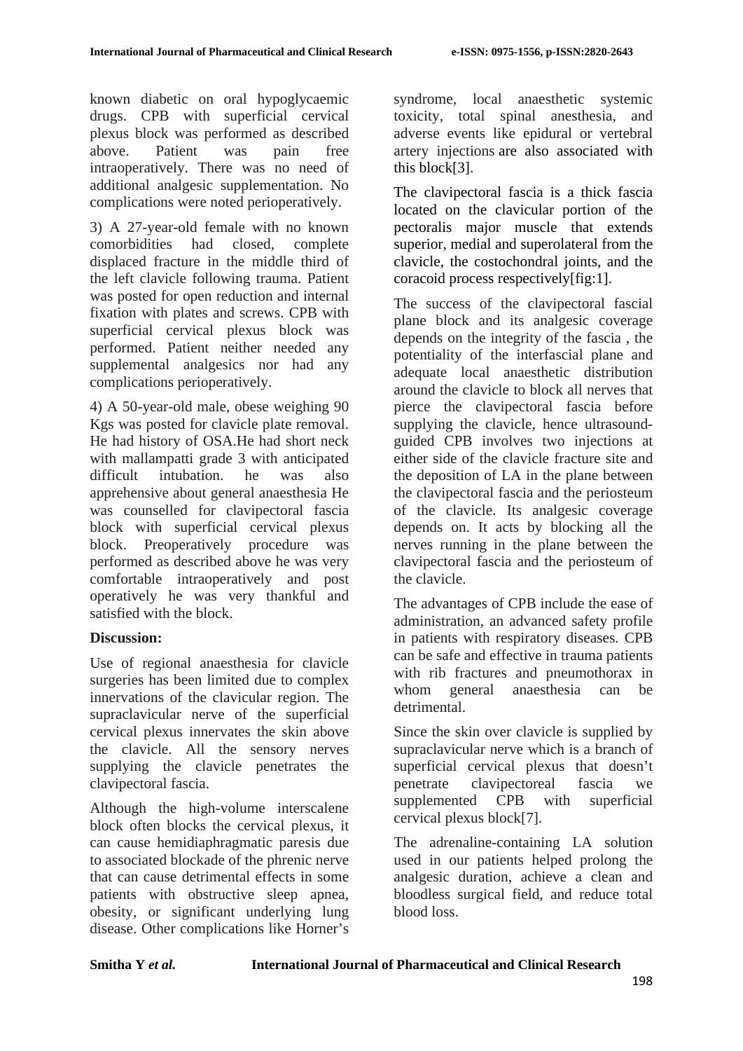known diabetic on oral hypoglycaemic drugs. CPB with superficial cervical plexus block was performed as described above. Patient was pain free intraoperatively. There was no need of additional analgesic supplementation. No complications were noted perioperatively.

3) A 27-year-old female with no known comorbidities had closed, complete displaced fracture in the middle third of the left clavicle following trauma. Patient was posted for open reduction and internal fixation with plates and screws. CPB with superficial cervical plexus block was performed. Patient neither needed any supplemental analgesics nor had any complications perioperatively.

4) A 50-year-old male, obese weighing 90 Kgs was posted for clavicle plate removal. He had history of OSA.He had short neck with mallampatti grade 3 with anticipated difficult intubation. he was also apprehensive about general anaesthesia He was counselled for clavipectoral fascia block with superficial cervical plexus block. Preoperatively procedure was performed as described above he was very comfortable intraoperatively and post operatively he was very thankful and satisfied with the block.

**Discussion:**

Use of regional anaesthesia for clavicle surgeries has been limited due to complex innervations of the clavicular region. The supraclavicular nerve of the superficial cervical plexus innervates the skin above the clavicle. All the sensory nerves supplying the clavicle penetrates the clavipectoral fascia.

Although the high-volume interscalene block often blocks the cervical plexus, it can cause hemidiaphragmatic paresis due to associated blockade of the phrenic nerve that can cause detrimental effects in some patients with obstructive sleep apnea, obesity, or significant underlying lung disease. Other complications like Horner's syndrome, local anaesthetic systemic toxicity, total spinal anesthesia, and adverse events like epidural or vertebral artery injections are also associated with this block[3].

The clavipectoral fascia is a thick fascia located on the clavicular portion of the pectoralis major muscle that extends superior, medial and superolateral from the clavicle, the costochondral joints, and the coracoid process respectively[fig:1].

The success of the clavipectoral fascial plane block and its analgesic coverage depends on the integrity of the fascia , the potentiality of the interfascial plane and adequate local anaesthetic distribution around the clavicle to block all nerves that pierce the clavipectoral fascia before supplying the clavicle, hence ultrasound-guided CPB involves two injections at either side of the clavicle fracture site and the deposition of LA in the plane between the clavipectoral fascia and the periosteum of the clavicle. Its analgesic coverage depends on. It acts by blocking all the nerves running in the plane between the clavipectoral fascia and the periosteum of the clavicle.

The advantages of CPB include the ease of administration, an advanced safety profile in patients with respiratory diseases. CPB can be safe and effective in trauma patients with rib fractures and pneumothorax in whom general anaesthesia can be detrimental.

Since the skin over clavicle is supplied by supraclavicular nerve which is a branch of superficial cervical plexus that doesn't penetrate clavipectoreal fascia we supplemented CPB with superficial cervical plexus block[7].

The adrenaline-containing LA solution used in our patients helped prolong the analgesic duration, achieve a clean and bloodless surgical field, and reduce total blood loss.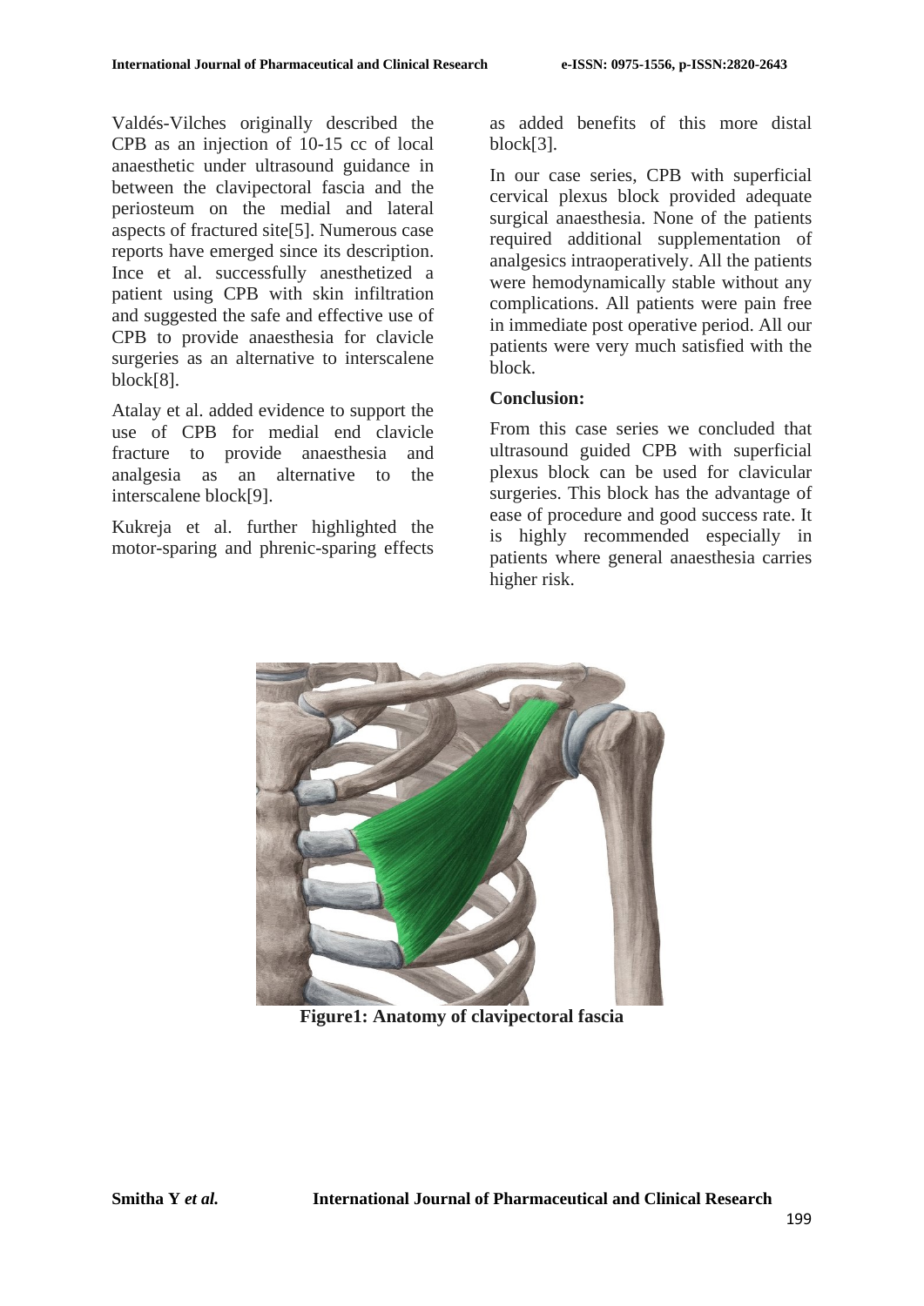Valdés-Vilches originally described the CPB as an injection of 10-15 cc of local anaesthetic under ultrasound guidance in between the clavipectoral fascia and the periosteum on the medial and lateral aspects of fractured site[5]. Numerous case reports have emerged since its description. Ince et al. successfully anesthetized a patient using CPB with skin infiltration and suggested the safe and effective use of CPB to provide anaesthesia for clavicle surgeries as an alternative to interscalene block[8].

Atalay et al. added evidence to support the use of CPB for medial end clavicle fracture to provide anaesthesia and analgesia as an alternative to the interscalene block[9].

Kukreja et al. further highlighted the motor-sparing and phrenic-sparing effects as added benefits of this more distal block[3].

In our case series, CPB with superficial cervical plexus block provided adequate surgical anaesthesia. None of the patients required additional supplementation of analgesics intraoperatively. All the patients were hemodynamically stable without any complications. All patients were pain free in immediate post operative period. All our patients were very much satisfied with the block.

**Conclusion:**

From this case series we concluded that ultrasound guided CPB with superficial plexus block can be used for clavicular surgeries. This block has the advantage of ease of procedure and good success rate. It is highly recommended especially in patients where general anaesthesia carries higher risk.

**Figure1: Anatomy of clavipectoral fascia**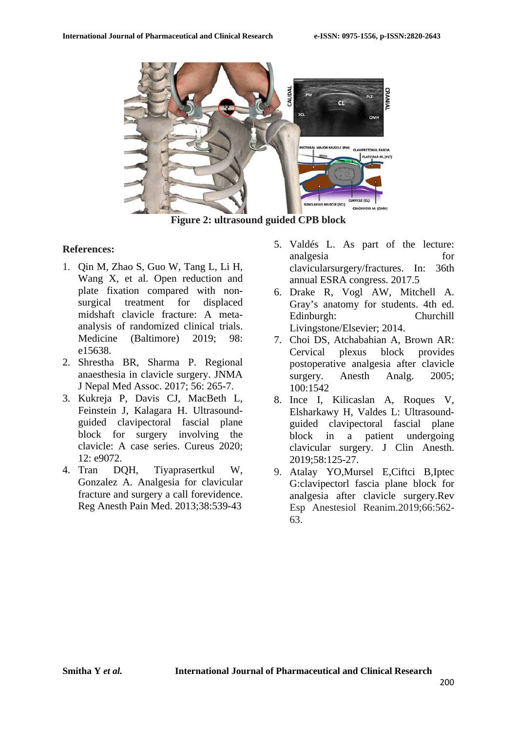Figure 2: ultrasound guided CPB block

**References:**

1. Qin M, Zhao S, Guo W, Tang L, Li H, Wang X, et al. Open reduction and plate fixation compared with non-surgical treatment for displaced midshaft clavicle fracture: A meta-analysis of randomized clinical trials. Medicine (Baltimore) 2019; 98: e15638.
2. Shrestha BR, Sharma P. Regional anaesthesia in clavicle surgery. JNMA J Nepal Med Assoc. 2017; 56: 265-7.
3. Kukreja P, Davis CJ, MacBeth L, Feinstein J, Kalagara H. Ultrasound-guided clavipectoral fascial plane block for surgery involving the clavicle: A case series. Cureus 2020; 12: e9072.
4. Tran DQH, Tiyaprasertkul W, Gonzalez A. Analgesia for clavicular fracture and surgery a call forevidence. Reg Anesth Pain Med. 2013;38:539-43
5. Valdés L. As part of the lecture: analgesia for clavicularsurgery/fractures. In: 36th annual ESRA congress. 2017.5
6. Drake R, Vogl AW, Mitchell A. Gray's anatomy for students. 4th ed. Edinburgh: Churchill Livingstone/Elsevier; 2014.
7. Choi DS, Atchabahian A, Brown AR: Cervical plexus block provides postoperative analgesia after clavicle surgery. Anesth Analg. 2005; 100:1542
8. Ince I, Kilicaslan A, Roques V, Elsharkawy H, Valdes L: Ultrasound-guided clavipectoral fascial plane block in a patient undergoing clavicular surgery. J Clin Anesth. 2019;58:125-27.
9. Atalay YO,Mursel E,Ciftci B,Iptec G:clavipectorl fascia plane block for analgesia after clavicle surgery.Rev Esp Anestesiol Reanim.2019;66:562-63.